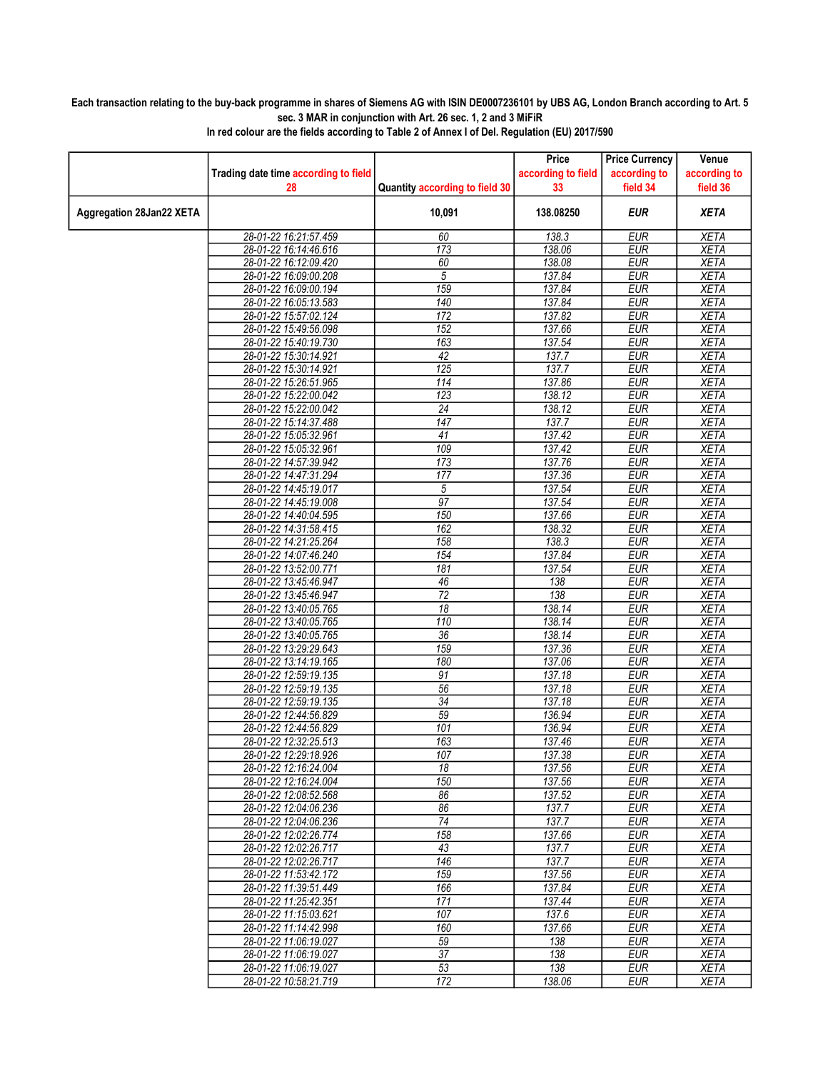**Each transaction relating to the buy-back programme in shares of Siemens AG with ISIN DE0007236101 by UBS AG, London Branch according to Art. 5 sec. 3 MAR in conjunction with Art. 26 sec. 1, 2 and 3 MiFiR**

**In red colour are the fields according to Table 2 of Annex I of Del. Regulation (EU) 2017/590**

| | Trading date time according to field 28 | Quantity according to field 30 | Price according to field 33 | Price Currency according to field 34 | Venue according to field 36 |
|---|---|---|---|---|---|
| **Aggregation 28Jan22 XETA** | | **10,091** | **138.08250** | ***EUR*** | ***XETA*** |
| | 28-01-22 16:21:57.459 | 60 | 138.3 | EUR | XETA |
| | 28-01-22 16:14:46.616 | 173 | 138.06 | EUR | XETA |
| | 28-01-22 16:12:09.420 | 60 | 138.08 | EUR | XETA |
| | 28-01-22 16:09:00.208 | 5 | 137.84 | EUR | XETA |
| | 28-01-22 16:09:00.194 | 159 | 137.84 | EUR | XETA |
| | 28-01-22 16:05:13.583 | 140 | 137.84 | EUR | XETA |
| | 28-01-22 15:57:02.124 | 172 | 137.82 | EUR | XETA |
| | 28-01-22 15:49:56.098 | 152 | 137.66 | EUR | XETA |
| | 28-01-22 15:40:19.730 | 163 | 137.54 | EUR | XETA |
| | 28-01-22 15:30:14.921 | 42 | 137.7 | EUR | XETA |
| | 28-01-22 15:30:14.921 | 125 | 137.7 | EUR | XETA |
| | 28-01-22 15:26:51.965 | 114 | 137.86 | EUR | XETA |
| | 28-01-22 15:22:00.042 | 123 | 138.12 | EUR | XETA |
| | 28-01-22 15:22:00.042 | 24 | 138.12 | EUR | XETA |
| | 28-01-22 15:14:37.488 | 147 | 137.7 | EUR | XETA |
| | 28-01-22 15:05:32.961 | 41 | 137.42 | EUR | XETA |
| | 28-01-22 15:05:32.961 | 109 | 137.42 | EUR | XETA |
| | 28-01-22 14:57:39.942 | 173 | 137.76 | EUR | XETA |
| | 28-01-22 14:47:31.294 | 177 | 137.36 | EUR | XETA |
| | 28-01-22 14:45:19.017 | 5 | 137.54 | EUR | XETA |
| | 28-01-22 14:45:19.008 | 97 | 137.54 | EUR | XETA |
| | 28-01-22 14:40:04.595 | 150 | 137.66 | EUR | XETA |
| | 28-01-22 14:31:58.415 | 162 | 138.32 | EUR | XETA |
| | 28-01-22 14:21:25.264 | 158 | 138.3 | EUR | XETA |
| | 28-01-22 14:07:46.240 | 154 | 137.84 | EUR | XETA |
| | 28-01-22 13:52:00.771 | 181 | 137.54 | EUR | XETA |
| | 28-01-22 13:45:46.947 | 46 | 138 | EUR | XETA |
| | 28-01-22 13:45:46.947 | 72 | 138 | EUR | XETA |
| | 28-01-22 13:40:05.765 | 18 | 138.14 | EUR | XETA |
| | 28-01-22 13:40:05.765 | 110 | 138.14 | EUR | XETA |
| | 28-01-22 13:40:05.765 | 36 | 138.14 | EUR | XETA |
| | 28-01-22 13:29:29.643 | 159 | 137.36 | EUR | XETA |
| | 28-01-22 13:14:19.165 | 180 | 137.06 | EUR | XETA |
| | 28-01-22 12:59:19.135 | 91 | 137.18 | EUR | XETA |
| | 28-01-22 12:59:19.135 | 56 | 137.18 | EUR | XETA |
| | 28-01-22 12:59:19.135 | 34 | 137.18 | EUR | XETA |
| | 28-01-22 12:44:56.829 | 59 | 136.94 | EUR | XETA |
| | 28-01-22 12:44:56.829 | 101 | 136.94 | EUR | XETA |
| | 28-01-22 12:32:25.513 | 163 | 137.46 | EUR | XETA |
| | 28-01-22 12:29:18.926 | 107 | 137.38 | EUR | XETA |
| | 28-01-22 12:16:24.004 | 18 | 137.56 | EUR | XETA |
| | 28-01-22 12:16:24.004 | 150 | 137.56 | EUR | XETA |
| | 28-01-22 12:08:52.568 | 86 | 137.52 | EUR | XETA |
| | 28-01-22 12:04:06.236 | 86 | 137.7 | EUR | XETA |
| | 28-01-22 12:04:06.236 | 74 | 137.7 | EUR | XETA |
| | 28-01-22 12:02:26.774 | 158 | 137.66 | EUR | XETA |
| | 28-01-22 12:02:26.717 | 43 | 137.7 | EUR | XETA |
| | 28-01-22 12:02:26.717 | 146 | 137.7 | EUR | XETA |
| | 28-01-22 11:53:42.172 | 159 | 137.56 | EUR | XETA |
| | 28-01-22 11:39:51.449 | 166 | 137.84 | EUR | XETA |
| | 28-01-22 11:25:42.351 | 171 | 137.44 | EUR | XETA |
| | 28-01-22 11:15:03.621 | 107 | 137.6 | EUR | XETA |
| | 28-01-22 11:14:42.998 | 160 | 137.66 | EUR | XETA |
| | 28-01-22 11:06:19.027 | 59 | 138 | EUR | XETA |
| | 28-01-22 11:06:19.027 | 37 | 138 | EUR | XETA |
| | 28-01-22 11:06:19.027 | 53 | 138 | EUR | XETA |
| | 28-01-22 10:58:21.719 | 172 | 138.06 | EUR | XETA |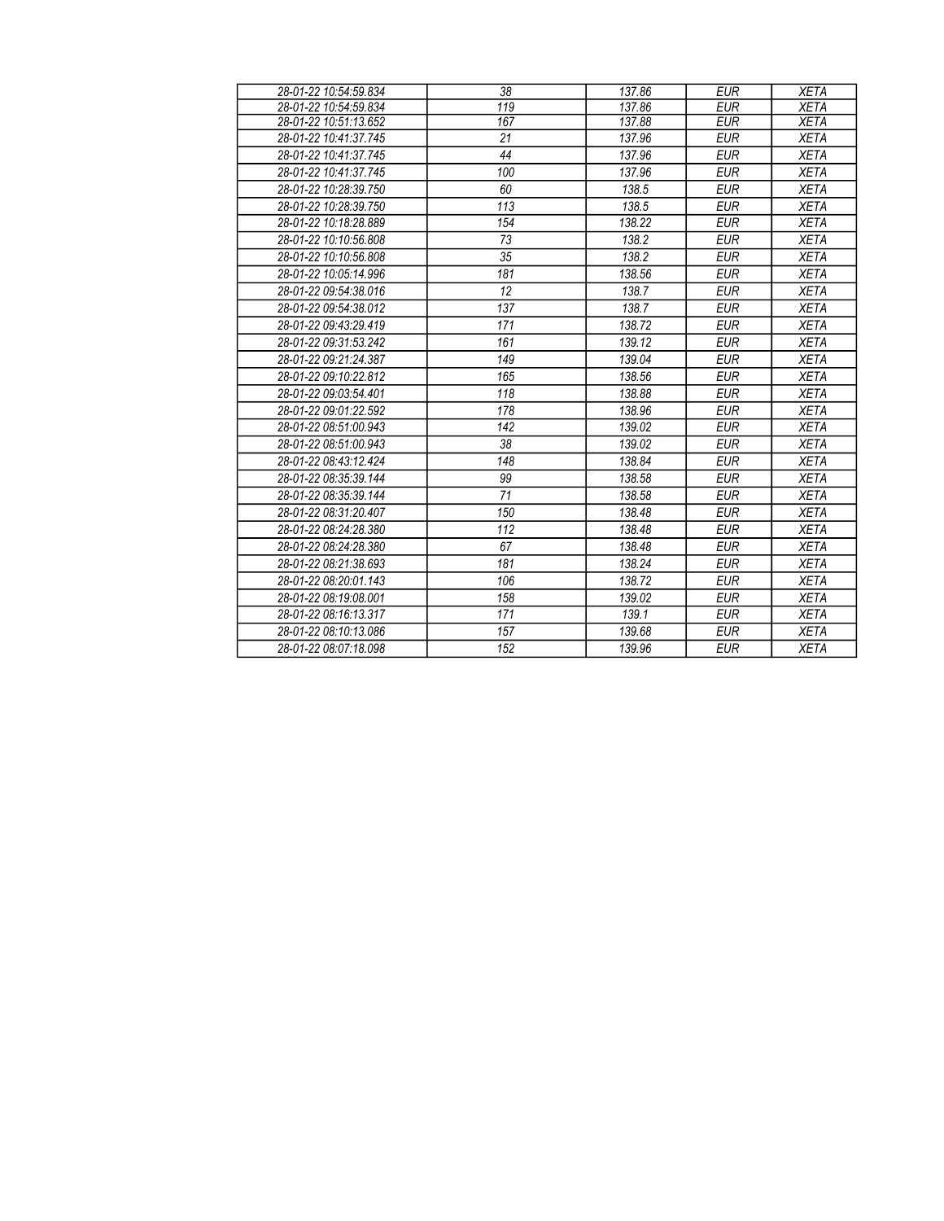| 28-01-22 10:54:59.834 | 38 | 137.86 | EUR | XETA |
|---|---|---|---|---|
| 28-01-22 10:54:59.834 | 119 | 137.86 | EUR | XETA |
| 28-01-22 10:51:13.652 | 167 | 137.88 | EUR | XETA |
| 28-01-22 10:41:37.745 | 21 | 137.96 | EUR | XETA |
| 28-01-22 10:41:37.745 | 44 | 137.96 | EUR | XETA |
| 28-01-22 10:41:37.745 | 100 | 137.96 | EUR | XETA |
| 28-01-22 10:28:39.750 | 60 | 138.5 | EUR | XETA |
| 28-01-22 10:28:39.750 | 113 | 138.5 | EUR | XETA |
| 28-01-22 10:18:28.889 | 154 | 138.22 | EUR | XETA |
| 28-01-22 10:10:56.808 | 73 | 138.2 | EUR | XETA |
| 28-01-22 10:10:56.808 | 35 | 138.2 | EUR | XETA |
| 28-01-22 10:05:14.996 | 181 | 138.56 | EUR | XETA |
| 28-01-22 09:54:38.016 | 12 | 138.7 | EUR | XETA |
| 28-01-22 09:54:38.012 | 137 | 138.7 | EUR | XETA |
| 28-01-22 09:43:29.419 | 171 | 138.72 | EUR | XETA |
| 28-01-22 09:31:53.242 | 161 | 139.12 | EUR | XETA |
| 28-01-22 09:21:24.387 | 149 | 139.04 | EUR | XETA |
| 28-01-22 09:10:22.812 | 165 | 138.56 | EUR | XETA |
| 28-01-22 09:03:54.401 | 118 | 138.88 | EUR | XETA |
| 28-01-22 09:01:22.592 | 178 | 138.96 | EUR | XETA |
| 28-01-22 08:51:00.943 | 142 | 139.02 | EUR | XETA |
| 28-01-22 08:51:00.943 | 38 | 139.02 | EUR | XETA |
| 28-01-22 08:43:12.424 | 148 | 138.84 | EUR | XETA |
| 28-01-22 08:35:39.144 | 99 | 138.58 | EUR | XETA |
| 28-01-22 08:35:39.144 | 71 | 138.58 | EUR | XETA |
| 28-01-22 08:31:20.407 | 150 | 138.48 | EUR | XETA |
| 28-01-22 08:24:28.380 | 112 | 138.48 | EUR | XETA |
| 28-01-22 08:24:28.380 | 67 | 138.48 | EUR | XETA |
| 28-01-22 08:21:38.693 | 181 | 138.24 | EUR | XETA |
| 28-01-22 08:20:01.143 | 106 | 138.72 | EUR | XETA |
| 28-01-22 08:19:08.001 | 158 | 139.02 | EUR | XETA |
| 28-01-22 08:16:13.317 | 171 | 139.1 | EUR | XETA |
| 28-01-22 08:10:13.086 | 157 | 139.68 | EUR | XETA |
| 28-01-22 08:07:18.098 | 152 | 139.96 | EUR | XETA |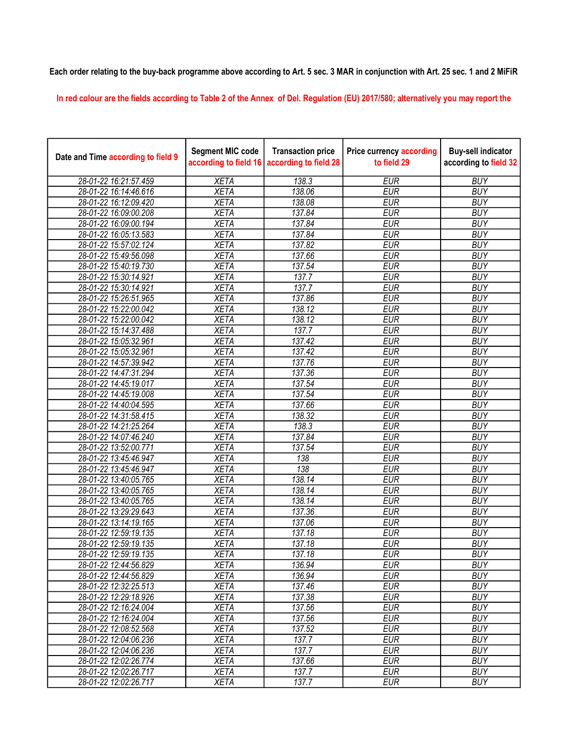Each order relating to the buy-back programme above according to Art. 5 sec. 3 MAR in conjunction with Art. 25 sec. 1 and 2 MiFiR

In red colour are the fields according to Table 2 of the Annex of Del. Regulation (EU) 2017/580; alternatively you may report the

| Date and Time according to field 9 | Segment MIC code according to field 16 | Transaction price according to field 28 | Price currency according to field 29 | Buy-sell indicator according to field 32 |
|---|---|---|---|---|
| 28-01-22 16:21:57.459 | XETA | 138.3 | EUR | BUY |
| 28-01-22 16:14:46.616 | XETA | 138.06 | EUR | BUY |
| 28-01-22 16:12:09.420 | XETA | 138.08 | EUR | BUY |
| 28-01-22 16:09:00.208 | XETA | 137.84 | EUR | BUY |
| 28-01-22 16:09:00.194 | XETA | 137.84 | EUR | BUY |
| 28-01-22 16:05:13.583 | XETA | 137.84 | EUR | BUY |
| 28-01-22 15:57:02.124 | XETA | 137.82 | EUR | BUY |
| 28-01-22 15:49:56.098 | XETA | 137.66 | EUR | BUY |
| 28-01-22 15:40:19.730 | XETA | 137.54 | EUR | BUY |
| 28-01-22 15:30:14.921 | XETA | 137.7 | EUR | BUY |
| 28-01-22 15:30:14.921 | XETA | 137.7 | EUR | BUY |
| 28-01-22 15:26:51.965 | XETA | 137.86 | EUR | BUY |
| 28-01-22 15:22:00.042 | XETA | 138.12 | EUR | BUY |
| 28-01-22 15:22:00.042 | XETA | 138.12 | EUR | BUY |
| 28-01-22 15:14:37.488 | XETA | 137.7 | EUR | BUY |
| 28-01-22 15:05:32.961 | XETA | 137.42 | EUR | BUY |
| 28-01-22 15:05:32.961 | XETA | 137.42 | EUR | BUY |
| 28-01-22 14:57:39.942 | XETA | 137.76 | EUR | BUY |
| 28-01-22 14:47:31.294 | XETA | 137.36 | EUR | BUY |
| 28-01-22 14:45:19.017 | XETA | 137.54 | EUR | BUY |
| 28-01-22 14:45:19.008 | XETA | 137.54 | EUR | BUY |
| 28-01-22 14:40:04.595 | XETA | 137.66 | EUR | BUY |
| 28-01-22 14:31:58.415 | XETA | 138.32 | EUR | BUY |
| 28-01-22 14:21:25.264 | XETA | 138.3 | EUR | BUY |
| 28-01-22 14:07:46.240 | XETA | 137.84 | EUR | BUY |
| 28-01-22 13:52:00.771 | XETA | 137.54 | EUR | BUY |
| 28-01-22 13:45:46.947 | XETA | 138 | EUR | BUY |
| 28-01-22 13:45:46.947 | XETA | 138 | EUR | BUY |
| 28-01-22 13:40:05.765 | XETA | 138.14 | EUR | BUY |
| 28-01-22 13:40:05.765 | XETA | 138.14 | EUR | BUY |
| 28-01-22 13:40:05.765 | XETA | 138.14 | EUR | BUY |
| 28-01-22 13:29:29.643 | XETA | 137.36 | EUR | BUY |
| 28-01-22 13:14:19.165 | XETA | 137.06 | EUR | BUY |
| 28-01-22 12:59:19.135 | XETA | 137.18 | EUR | BUY |
| 28-01-22 12:59:19.135 | XETA | 137.18 | EUR | BUY |
| 28-01-22 12:59:19.135 | XETA | 137.18 | EUR | BUY |
| 28-01-22 12:44:56.829 | XETA | 136.94 | EUR | BUY |
| 28-01-22 12:44:56.829 | XETA | 136.94 | EUR | BUY |
| 28-01-22 12:32:25.513 | XETA | 137.46 | EUR | BUY |
| 28-01-22 12:29:18.926 | XETA | 137.38 | EUR | BUY |
| 28-01-22 12:16:24.004 | XETA | 137.56 | EUR | BUY |
| 28-01-22 12:16:24.004 | XETA | 137.56 | EUR | BUY |
| 28-01-22 12:08:52.568 | XETA | 137.52 | EUR | BUY |
| 28-01-22 12:04:06.236 | XETA | 137.7 | EUR | BUY |
| 28-01-22 12:04:06.236 | XETA | 137.7 | EUR | BUY |
| 28-01-22 12:02:26.774 | XETA | 137.66 | EUR | BUY |
| 28-01-22 12:02:26.717 | XETA | 137.7 | EUR | BUY |
| 28-01-22 12:02:26.717 | XETA | 137.7 | EUR | BUY |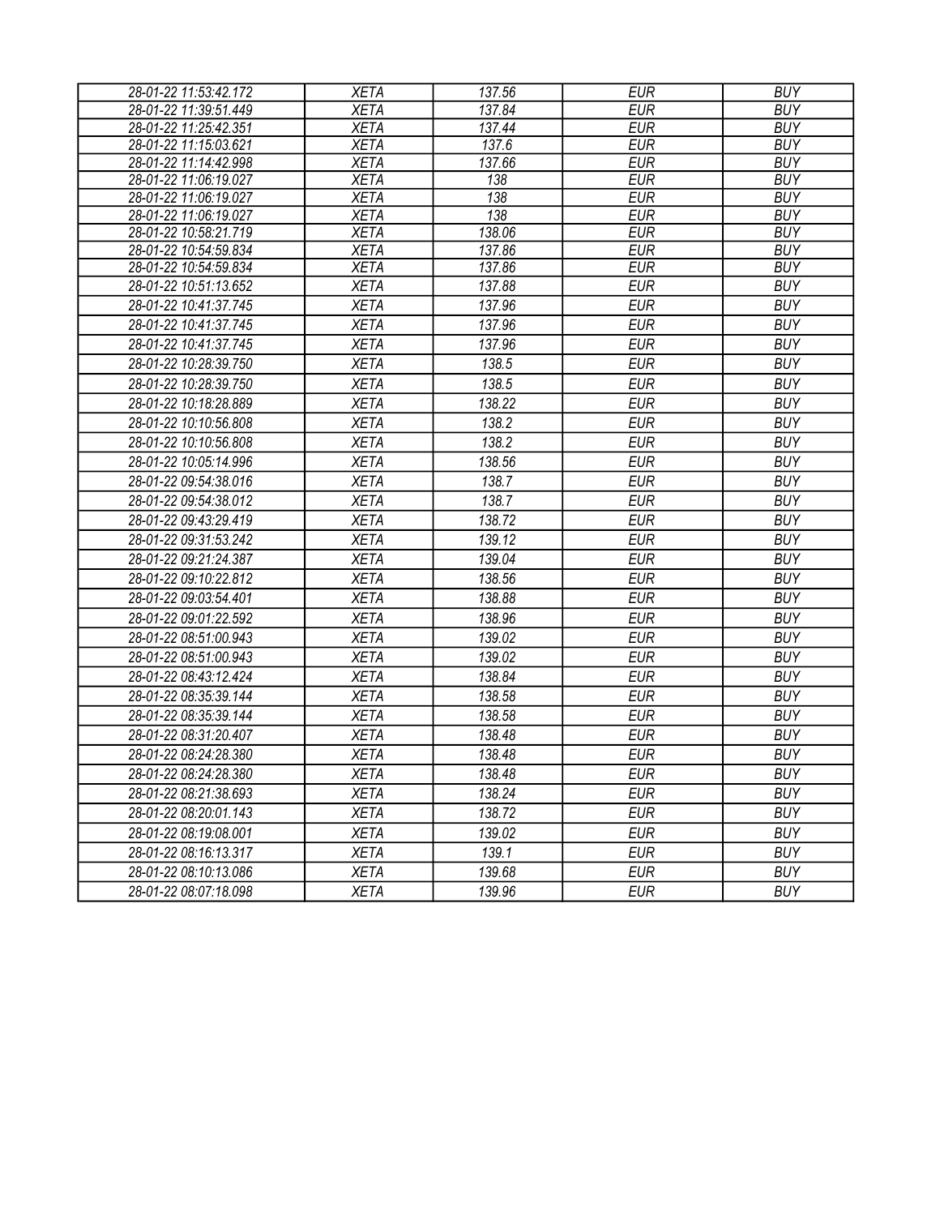| | | | | |
|---|---|---|---|---|
| 28-01-22 11:53:42.172 | XETA | 137.56 | EUR | BUY |
| 28-01-22 11:39:51.449 | XETA | 137.84 | EUR | BUY |
| 28-01-22 11:25:42.351 | XETA | 137.44 | EUR | BUY |
| 28-01-22 11:15:03.621 | XETA | 137.6 | EUR | BUY |
| 28-01-22 11:14:42.998 | XETA | 137.66 | EUR | BUY |
| 28-01-22 11:06:19.027 | XETA | 138 | EUR | BUY |
| 28-01-22 11:06:19.027 | XETA | 138 | EUR | BUY |
| 28-01-22 11:06:19.027 | XETA | 138 | EUR | BUY |
| 28-01-22 10:58:21.719 | XETA | 138.06 | EUR | BUY |
| 28-01-22 10:54:59.834 | XETA | 137.86 | EUR | BUY |
| 28-01-22 10:54:59.834 | XETA | 137.86 | EUR | BUY |
| 28-01-22 10:51:13.652 | XETA | 137.88 | EUR | BUY |
| 28-01-22 10:41:37.745 | XETA | 137.96 | EUR | BUY |
| 28-01-22 10:41:37.745 | XETA | 137.96 | EUR | BUY |
| 28-01-22 10:41:37.745 | XETA | 137.96 | EUR | BUY |
| 28-01-22 10:28:39.750 | XETA | 138.5 | EUR | BUY |
| 28-01-22 10:28:39.750 | XETA | 138.5 | EUR | BUY |
| 28-01-22 10:18:28.889 | XETA | 138.22 | EUR | BUY |
| 28-01-22 10:10:56.808 | XETA | 138.2 | EUR | BUY |
| 28-01-22 10:10:56.808 | XETA | 138.2 | EUR | BUY |
| 28-01-22 10:05:14.996 | XETA | 138.56 | EUR | BUY |
| 28-01-22 09:54:38.016 | XETA | 138.7 | EUR | BUY |
| 28-01-22 09:54:38.012 | XETA | 138.7 | EUR | BUY |
| 28-01-22 09:43:29.419 | XETA | 138.72 | EUR | BUY |
| 28-01-22 09:31:53.242 | XETA | 139.12 | EUR | BUY |
| 28-01-22 09:21:24.387 | XETA | 139.04 | EUR | BUY |
| 28-01-22 09:10:22.812 | XETA | 138.56 | EUR | BUY |
| 28-01-22 09:03:54.401 | XETA | 138.88 | EUR | BUY |
| 28-01-22 09:01:22.592 | XETA | 138.96 | EUR | BUY |
| 28-01-22 08:51:00.943 | XETA | 139.02 | EUR | BUY |
| 28-01-22 08:51:00.943 | XETA | 139.02 | EUR | BUY |
| 28-01-22 08:43:12.424 | XETA | 138.84 | EUR | BUY |
| 28-01-22 08:35:39.144 | XETA | 138.58 | EUR | BUY |
| 28-01-22 08:35:39.144 | XETA | 138.58 | EUR | BUY |
| 28-01-22 08:31:20.407 | XETA | 138.48 | EUR | BUY |
| 28-01-22 08:24:28.380 | XETA | 138.48 | EUR | BUY |
| 28-01-22 08:24:28.380 | XETA | 138.48 | EUR | BUY |
| 28-01-22 08:21:38.693 | XETA | 138.24 | EUR | BUY |
| 28-01-22 08:20:01.143 | XETA | 138.72 | EUR | BUY |
| 28-01-22 08:19:08.001 | XETA | 139.02 | EUR | BUY |
| 28-01-22 08:16:13.317 | XETA | 139.1 | EUR | BUY |
| 28-01-22 08:10:13.086 | XETA | 139.68 | EUR | BUY |
| 28-01-22 08:07:18.098 | XETA | 139.96 | EUR | BUY |